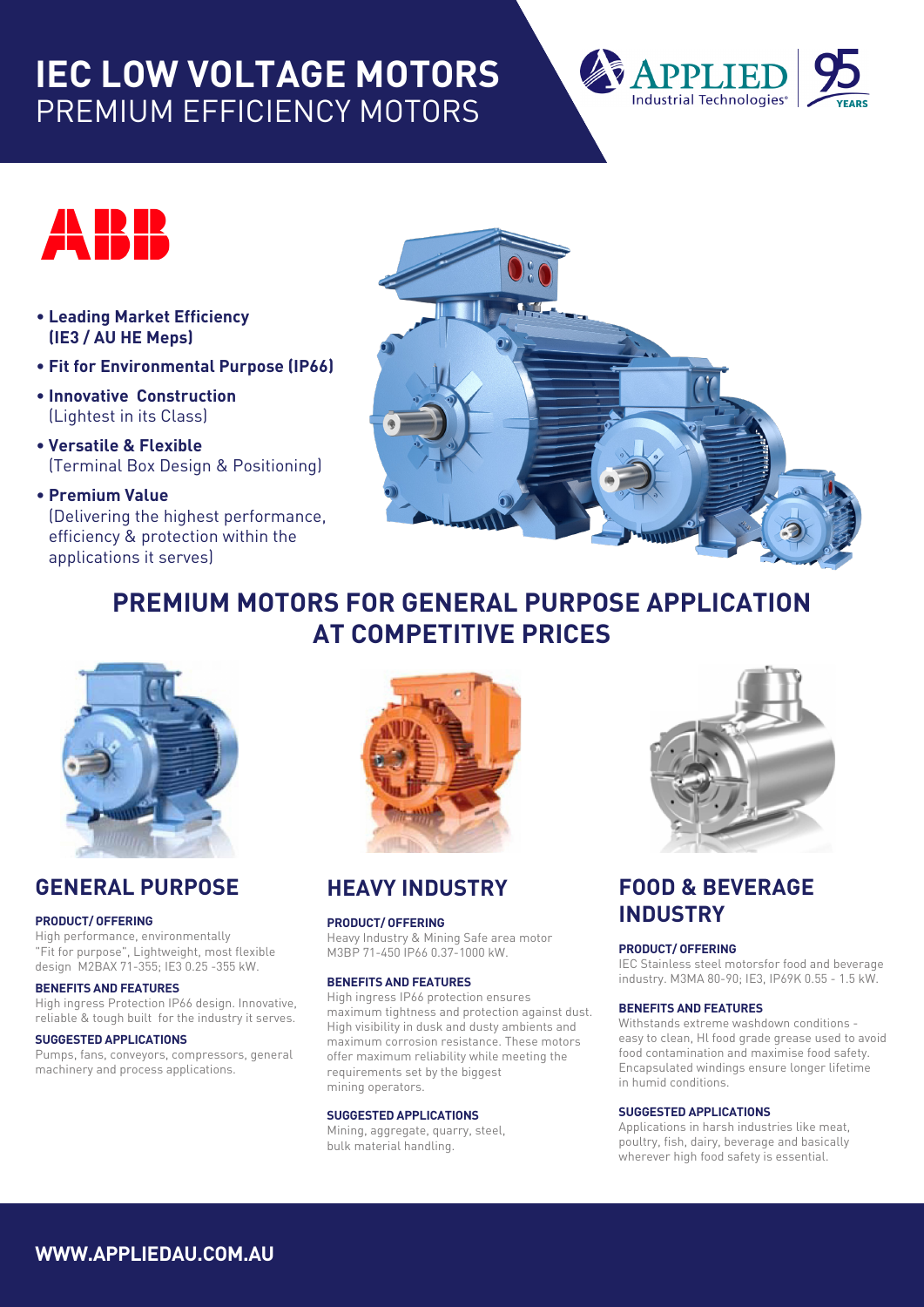# IEC LOW VOLTAGE MOTORS
## PREMIUM EFFICIENCY MOTORS

- **Leading Market Efficiency (IE3 / AU HE Meps)**
- **Fit for Environmental Purpose (IP66)**
- **Innovative Construction** (Lightest in its Class)
- **Versatile & Flexible** (Terminal Box Design & Positioning)
- **Premium Value** (Delivering the highest performance, efficiency & protection within the applications it serves)

## PREMIUM MOTORS FOR GENERAL PURPOSE APPLICATION AT COMPETITIVE PRICES

### GENERAL PURPOSE

**PRODUCT/ OFFERING**
High performance, environmentally "Fit for purpose", Lightweight, most flexible design M2BAX 71-355; IE3 0.25 -355 kW.

**BENEFITS AND FEATURES**
High ingress Protection IP66 design. Innovative, reliable & tough built for the industry it serves.

**SUGGESTED APPLICATIONS**
Pumps, fans, conveyors, compressors, general machinery and process applications.

### HEAVY INDUSTRY

**PRODUCT/ OFFERING**
Heavy Industry & Mining Safe area motor M3BP 71-450 IP66 0.37-1000 kW.

**BENEFITS AND FEATURES**
High ingress IP66 protection ensures maximum tightness and protection against dust. High visibility in dusk and dusty ambients and maximum corrosion resistance. These motors offer maximum reliability while meeting the requirements set by the biggest mining operators.

**SUGGESTED APPLICATIONS**
Mining, aggregate, quarry, steel, bulk material handling.

### FOOD & BEVERAGE INDUSTRY

**PRODUCT/ OFFERING**
IEC Stainless steel motorsfor food and beverage industry. M3MA 80-90; IE3, IP69K 0.55 - 1.5 kW.

**BENEFITS AND FEATURES**
Withstands extreme washdown conditions - easy to clean, HI food grade grease used to avoid food contamination and maximise food safety. Encapsulated windings ensure longer lifetime in humid conditions.

**SUGGESTED APPLICATIONS**
Applications in harsh industries like meat, poultry, fish, dairy, beverage and basically wherever high food safety is essential.

**WWW.APPLIEDAU.COM.AU**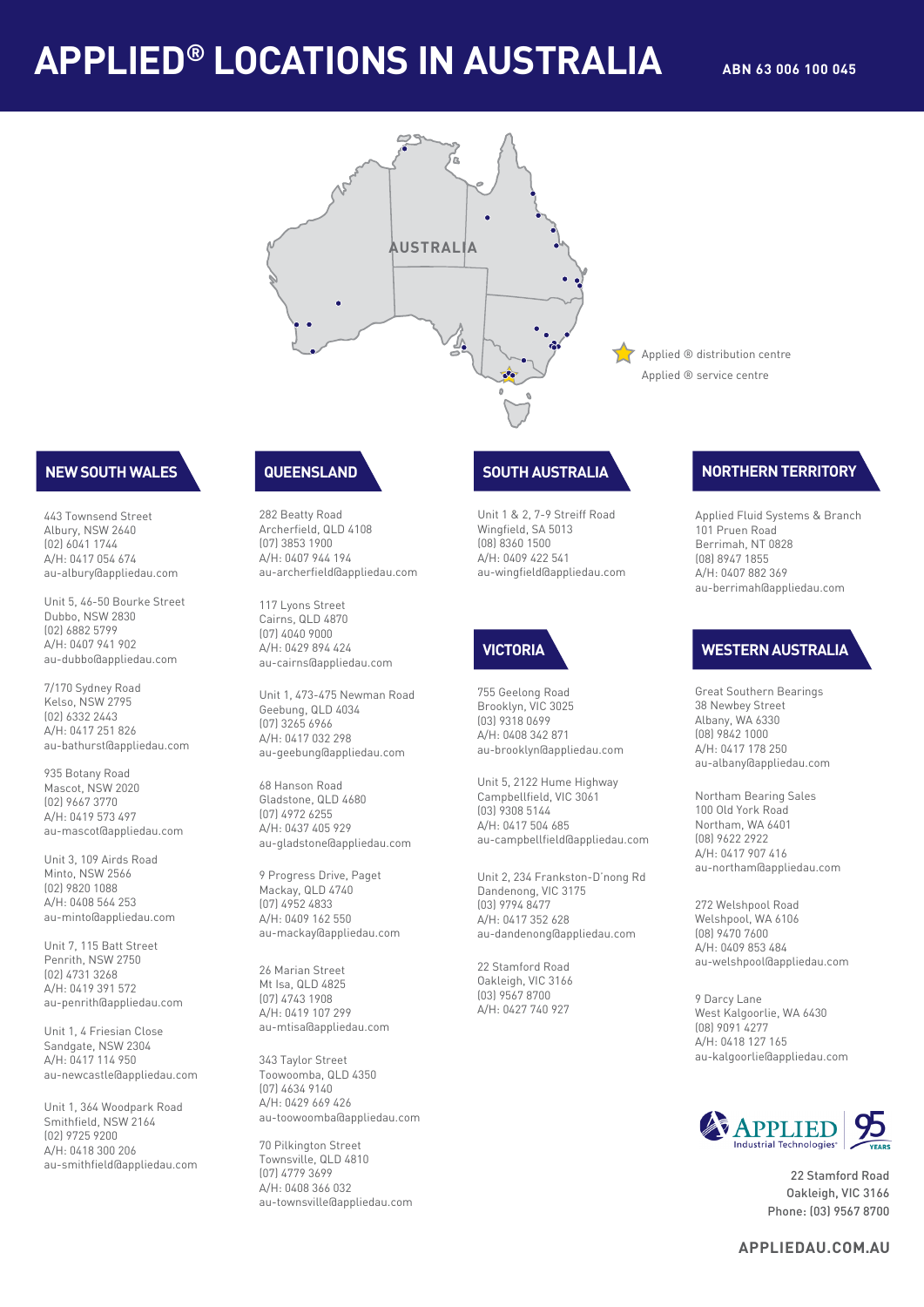# APPLIED® LOCATIONS IN AUSTRALIA

**ABN 63 006 100 045**

AUSTRALIA

Applied ® distribution centre

Applied ® service centre

## NEW SOUTH WALES

443 Townsend Street
Albury, NSW 2640
(02) 6041 1744
A/H: 0417 054 674
au-albury@appliedau.com

Unit 5, 46-50 Bourke Street
Dubbo, NSW 2830
(02) 6882 5799
A/H: 0407 941 902
au-dubbo@appliedau.com

7/170 Sydney Road
Kelso, NSW 2795
(02) 6332 2443
A/H: 0417 251 826
au-bathurst@appliedau.com

935 Botany Road
Mascot, NSW 2020
(02) 9667 3770
A/H: 0419 573 497
au-mascot@appliedau.com

Unit 3, 109 Airds Road
Minto, NSW 2566
(02) 9820 1088
A/H: 0408 564 253
au-minto@appliedau.com

Unit 7, 115 Batt Street
Penrith, NSW 2750
(02) 4731 3268
A/H: 0419 391 572
au-penrith@appliedau.com

Unit 1, 4 Friesian Close
Sandgate, NSW 2304
A/H: 0417 114 950
au-newcastle@appliedau.com

Unit 1, 364 Woodpark Road
Smithfield, NSW 2164
(02) 9725 9200
A/H: 0418 300 206
au-smithfield@appliedau.com

## QUEENSLAND

282 Beatty Road
Archerfield, QLD 4108
(07) 3853 1900
A/H: 0407 944 194
au-archerfield@appliedau.com

117 Lyons Street
Cairns, QLD 4870
(07) 4040 9000
A/H: 0429 894 424
au-cairns@appliedau.com

Unit 1, 473-475 Newman Road
Geebung, QLD 4034
(07) 3265 6966
A/H: 0417 032 298
au-geebung@appliedau.com

68 Hanson Road
Gladstone, QLD 4680
(07) 4972 6255
A/H: 0437 405 929
au-gladstone@appliedau.com

9 Progress Drive, Paget
Mackay, QLD 4740
(07) 4952 4833
A/H: 0409 162 550
au-mackay@appliedau.com

26 Marian Street
Mt Isa, QLD 4825
(07) 4743 1908
A/H: 0419 107 299
au-mtisa@appliedau.com

343 Taylor Street
Toowoomba, QLD 4350
(07) 4634 9140
A/H: 0429 669 426
au-toowoomba@appliedau.com

70 Pilkington Street
Townsville, QLD 4810
(07) 4779 3699
A/H: 0408 366 032
au-townsville@appliedau.com

## SOUTH AUSTRALIA

Unit 1 & 2, 7-9 Streiff Road
Wingfield, SA 5013
(08) 8360 1500
A/H: 0409 422 541
au-wingfield@appliedau.com

## VICTORIA

755 Geelong Road
Brooklyn, VIC 3025
(03) 9318 0699
A/H: 0408 342 871
au-brooklyn@appliedau.com

Unit 5, 2122 Hume Highway
Campbellfield, VIC 3061
(03) 9308 5144
A/H: 0417 504 685
au-campbellfield@appliedau.com

Unit 2, 234 Frankston-D'nong Rd
Dandenong, VIC 3175
(03) 9794 8477
A/H: 0417 352 628
au-dandenong@appliedau.com

22 Stamford Road
Oakleigh, VIC 3166
(03) 9567 8700
A/H: 0427 740 927

## NORTHERN TERRITORY

Applied Fluid Systems & Branch
101 Pruen Road
Berrimah, NT 0828
(08) 8947 1855
A/H: 0407 882 369
au-berrimah@appliedau.com

## WESTERN AUSTRALIA

Great Southern Bearings
38 Newbey Street
Albany, WA 6330
(08) 9842 1000
A/H: 0417 178 250
au-albany@appliedau.com

Northam Bearing Sales
100 Old York Road
Northam, WA 6401
(08) 9622 2922
A/H: 0417 907 416
au-northam@appliedau.com

272 Welshpool Road
Welshpool, WA 6106
(08) 9470 7600
A/H: 0409 853 484
au-welshpool@appliedau.com

9 Darcy Lane
West Kalgoorlie, WA 6430
(08) 9091 4277
A/H: 0418 127 165
au-kalgoorlie@appliedau.com

APPLIED Industrial Technologies® 95 YEARS

22 Stamford Road
Oakleigh, VIC 3166
Phone: (03) 9567 8700

**APPLIEDAU.COM.AU**